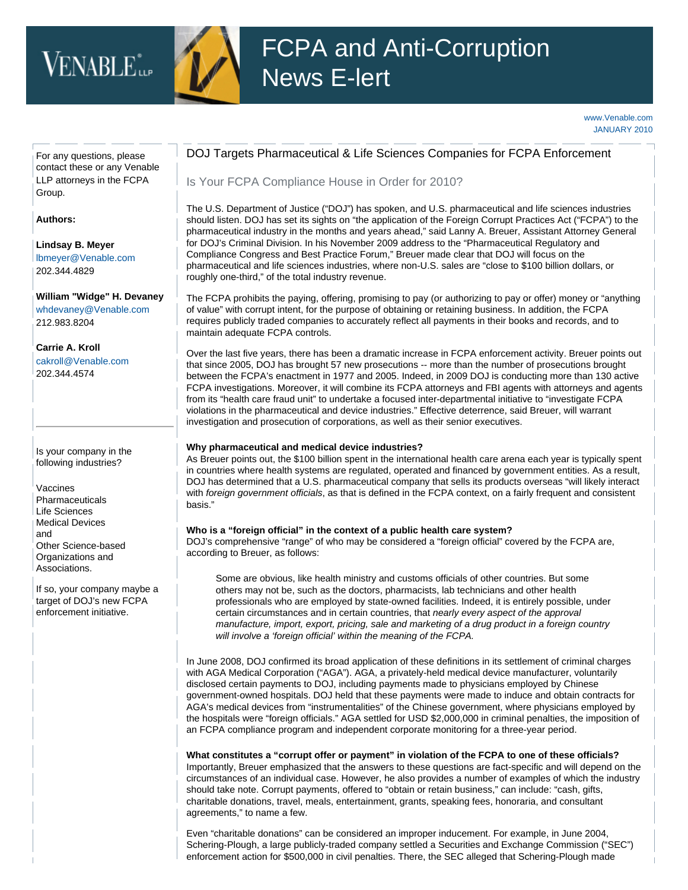# FCPA and Anti-Corruption News E-lert

www.Venable.com
JANUARY 2010

For any questions, please contact these or any Venable LLP attorneys in the FCPA Group.

**Authors:**

**Lindsay B. Meyer**
lbmeyer@Venable.com
202.344.4829

**William "Widge" H. Devaney**
whdevaney@Venable.com
212.983.8204

**Carrie A. Kroll**
cakroll@Venable.com
202.344.4574

---

Is your company in the following industries?

Vaccines
Pharmaceuticals
Life Sciences
Medical Devices
and
Other Science-based Organizations and Associations.

If so, your company maybe a target of DOJ's new FCPA enforcement initiative.

## DOJ Targets Pharmaceutical & Life Sciences Companies for FCPA Enforcement

### Is Your FCPA Compliance House in Order for 2010?

The U.S. Department of Justice ("DOJ") has spoken, and U.S. pharmaceutical and life sciences industries should listen. DOJ has set its sights on "the application of the Foreign Corrupt Practices Act ("FCPA") to the pharmaceutical industry in the months and years ahead," said Lanny A. Breuer, Assistant Attorney General for DOJ's Criminal Division. In his November 2009 address to the "Pharmaceutical Regulatory and Compliance Congress and Best Practice Forum," Breuer made clear that DOJ will focus on the pharmaceutical and life sciences industries, where non-U.S. sales are "close to $100 billion dollars, or roughly one-third," of the total industry revenue.

The FCPA prohibits the paying, offering, promising to pay (or authorizing to pay or offer) money or "anything of value" with corrupt intent, for the purpose of obtaining or retaining business. In addition, the FCPA requires publicly traded companies to accurately reflect all payments in their books and records, and to maintain adequate FCPA controls.

Over the last five years, there has been a dramatic increase in FCPA enforcement activity. Breuer points out that since 2005, DOJ has brought 57 new prosecutions -- more than the number of prosecutions brought between the FCPA's enactment in 1977 and 2005. Indeed, in 2009 DOJ is conducting more than 130 active FCPA investigations. Moreover, it will combine its FCPA attorneys and FBI agents with attorneys and agents from its "health care fraud unit" to undertake a focused inter-departmental initiative to "investigate FCPA violations in the pharmaceutical and device industries." Effective deterrence, said Breuer, will warrant investigation and prosecution of corporations, as well as their senior executives.

**Why pharmaceutical and medical device industries?**
As Breuer points out, the $100 billion spent in the international health care arena each year is typically spent in countries where health systems are regulated, operated and financed by government entities. As a result, DOJ has determined that a U.S. pharmaceutical company that sells its products overseas "will likely interact with *foreign government officials*, as that is defined in the FCPA context, on a fairly frequent and consistent basis."

**Who is a "foreign official" in the context of a public health care system?**
DOJ's comprehensive "range" of who may be considered a "foreign official" covered by the FCPA are, according to Breuer, as follows:

> Some are obvious, like health ministry and customs officials of other countries. But some others may not be, such as the doctors, pharmacists, lab technicians and other health professionals who are employed by state-owned facilities. Indeed, it is entirely possible, under certain circumstances and in certain countries, that *nearly every aspect of the approval manufacture, import, export, pricing, sale and marketing of a drug product in a foreign country will involve a 'foreign official' within the meaning of the FCPA.*

In June 2008, DOJ confirmed its broad application of these definitions in its settlement of criminal charges with AGA Medical Corporation ("AGA"). AGA, a privately-held medical device manufacturer, voluntarily disclosed certain payments to DOJ, including payments made to physicians employed by Chinese government-owned hospitals. DOJ held that these payments were made to induce and obtain contracts for AGA's medical devices from "instrumentalities" of the Chinese government, where physicians employed by the hospitals were "foreign officials." AGA settled for USD $2,000,000 in criminal penalties, the imposition of an FCPA compliance program and independent corporate monitoring for a three-year period.

**What constitutes a "corrupt offer or payment" in violation of the FCPA to one of these officials?**
Importantly, Breuer emphasized that the answers to these questions are fact-specific and will depend on the circumstances of an individual case. However, he also provides a number of examples of which the industry should take note. Corrupt payments, offered to "obtain or retain business," can include: "cash, gifts, charitable donations, travel, meals, entertainment, grants, speaking fees, honoraria, and consultant agreements," to name a few.

Even "charitable donations" can be considered an improper inducement. For example, in June 2004, Schering-Plough, a large publicly-traded company settled a Securities and Exchange Commission ("SEC") enforcement action for $500,000 in civil penalties. There, the SEC alleged that Schering-Plough made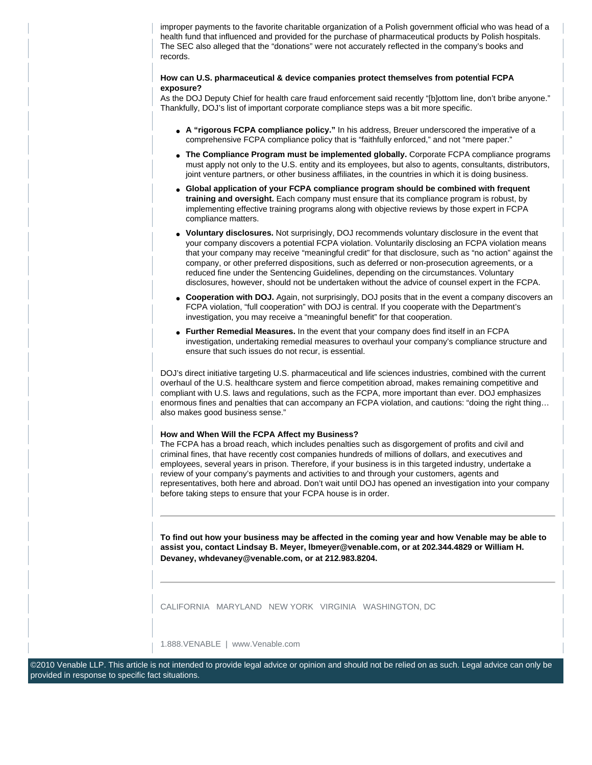improper payments to the favorite charitable organization of a Polish government official who was head of a health fund that influenced and provided for the purchase of pharmaceutical products by Polish hospitals. The SEC also alleged that the "donations" were not accurately reflected in the company's books and records.

**How can U.S. pharmaceutical & device companies protect themselves from potential FCPA exposure?**

As the DOJ Deputy Chief for health care fraud enforcement said recently "[b]ottom line, don't bribe anyone." Thankfully, DOJ's list of important corporate compliance steps was a bit more specific.

- **A "rigorous FCPA compliance policy."** In his address, Breuer underscored the imperative of a comprehensive FCPA compliance policy that is "faithfully enforced," and not "mere paper."
- **The Compliance Program must be implemented globally.** Corporate FCPA compliance programs must apply not only to the U.S. entity and its employees, but also to agents, consultants, distributors, joint venture partners, or other business affiliates, in the countries in which it is doing business.
- **Global application of your FCPA compliance program should be combined with frequent training and oversight.** Each company must ensure that its compliance program is robust, by implementing effective training programs along with objective reviews by those expert in FCPA compliance matters.
- **Voluntary disclosures.** Not surprisingly, DOJ recommends voluntary disclosure in the event that your company discovers a potential FCPA violation. Voluntarily disclosing an FCPA violation means that your company may receive "meaningful credit" for that disclosure, such as "no action" against the company, or other preferred dispositions, such as deferred or non-prosecution agreements, or a reduced fine under the Sentencing Guidelines, depending on the circumstances. Voluntary disclosures, however, should not be undertaken without the advice of counsel expert in the FCPA.
- **Cooperation with DOJ.** Again, not surprisingly, DOJ posits that in the event a company discovers an FCPA violation, "full cooperation" with DOJ is central. If you cooperate with the Department's investigation, you may receive a "meaningful benefit" for that cooperation.
- **Further Remedial Measures.** In the event that your company does find itself in an FCPA investigation, undertaking remedial measures to overhaul your company's compliance structure and ensure that such issues do not recur, is essential.

DOJ's direct initiative targeting U.S. pharmaceutical and life sciences industries, combined with the current overhaul of the U.S. healthcare system and fierce competition abroad, makes remaining competitive and compliant with U.S. laws and regulations, such as the FCPA, more important than ever. DOJ emphasizes enormous fines and penalties that can accompany an FCPA violation, and cautions: "doing the right thing… also makes good business sense."

**How and When Will the FCPA Affect my Business?**

The FCPA has a broad reach, which includes penalties such as disgorgement of profits and civil and criminal fines, that have recently cost companies hundreds of millions of dollars, and executives and employees, several years in prison. Therefore, if your business is in this targeted industry, undertake a review of your company's payments and activities to and through your customers, agents and representatives, both here and abroad. Don't wait until DOJ has opened an investigation into your company before taking steps to ensure that your FCPA house is in order.

---

**To find out how your business may be affected in the coming year and how Venable may be able to assist you, contact Lindsay B. Meyer, lbmeyer@venable.com, or at 202.344.4829 or William H. Devaney, whdevaney@venable.com, or at 212.983.8204.**

---

CALIFORNIA MARYLAND NEW YORK VIRGINIA WASHINGTON, DC

1.888.VENABLE | www.Venable.com

©2010 Venable LLP. This article is not intended to provide legal advice or opinion and should not be relied on as such. Legal advice can only be provided in response to specific fact situations.